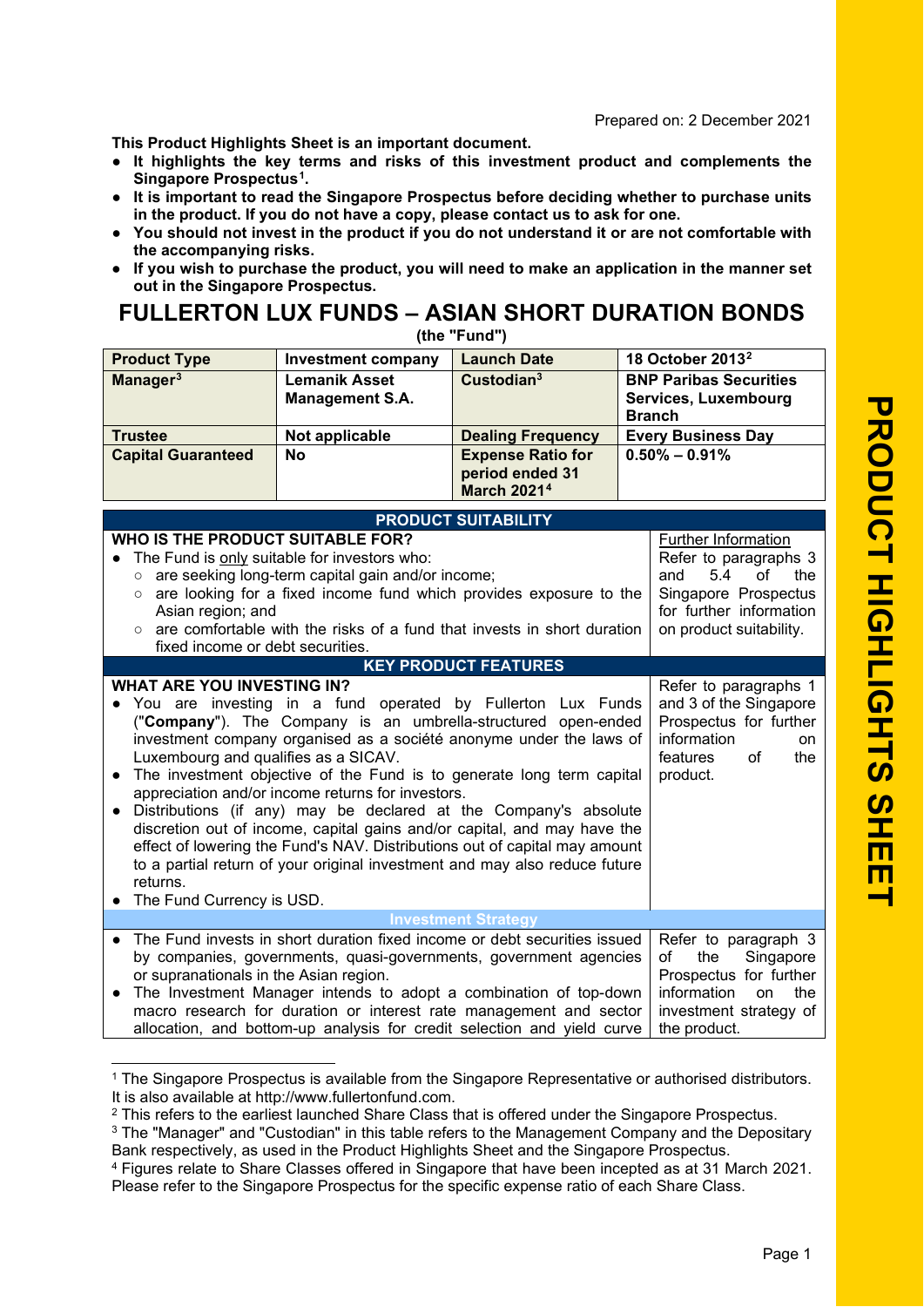Prepared on: 2 December 2021

**This Product Highlights Sheet is an important document.**

- **It highlights the key terms and risks of this investment product and complements the Singapore Prospectus[1].**
- **It is important to read the Singapore Prospectus before deciding whether to purchase units in the product. If you do not have a copy, please contact us to ask for one.**
- **You should not invest in the product if you do not understand it or are not comfortable with the accompanying risks.**
- **If you wish to purchase the product, you will need to make an application in the manner set out in the Singapore Prospectus.**

# FULLERTON LUX FUNDS – ASIAN SHORT DURATION BONDS

**(the "Fund")**

| **Product Type** | **Investment company** | **Launch Date** | **18 October 2013[2]** |
|---|---|---|---|
| **Manager[3]** | **Lemanik Asset Management S.A.** | **Custodian[3]** | **BNP Paribas Securities Services, Luxembourg Branch** |
| **Trustee** | **Not applicable** | **Dealing Frequency** | **Every Business Day** |
| **Capital Guaranteed** | **No** | **Expense Ratio for period ended 31 March 2021[4]** | **0.50% – 0.91%** |

## PRODUCT SUITABILITY

| **WHO IS THE PRODUCT SUITABLE FOR?** | Further Information |
|---|---|
| • The Fund is only suitable for investors who:<br>○ are seeking long-term capital gain and/or income;<br>○ are looking for a fixed income fund which provides exposure to the Asian region; and<br>○ are comfortable with the risks of a fund that invests in short duration fixed income or debt securities. | Refer to paragraphs 3 and 5.4 of the Singapore Prospectus for further information on product suitability. |

## KEY PRODUCT FEATURES

| **WHAT ARE YOU INVESTING IN?** | |
|---|---|
| • You are investing in a fund operated by Fullerton Lux Funds ("**Company**"). The Company is an umbrella-structured open-ended investment company organised as a société anonyme under the laws of Luxembourg and qualifies as a SICAV.<br>• The investment objective of the Fund is to generate long term capital appreciation and/or income returns for investors.<br>• Distributions (if any) may be declared at the Company's absolute discretion out of income, capital gains and/or capital, and may have the effect of lowering the Fund's NAV. Distributions out of capital may amount to a partial return of your original investment and may also reduce future returns.<br>• The Fund Currency is USD. | Refer to paragraphs 1 and 3 of the Singapore Prospectus for further information on features of the product. |

### Investment Strategy

| | |
|---|---|
| • The Fund invests in short duration fixed income or debt securities issued by companies, governments, quasi-governments, government agencies or supranationals in the Asian region.<br>• The Investment Manager intends to adopt a combination of top-down macro research for duration or interest rate management and sector allocation, and bottom-up analysis for credit selection and yield curve | Refer to paragraph 3 of the Singapore Prospectus for further information on the investment strategy of the product. |

[1] The Singapore Prospectus is available from the Singapore Representative or authorised distributors. It is also available at http://www.fullertonfund.com.

[2] This refers to the earliest launched Share Class that is offered under the Singapore Prospectus.

[3] The "Manager" and "Custodian" in this table refers to the Management Company and the Depositary Bank respectively, as used in the Product Highlights Sheet and the Singapore Prospectus.

[4] Figures relate to Share Classes offered in Singapore that have been incepted as at 31 March 2021. Please refer to the Singapore Prospectus for the specific expense ratio of each Share Class.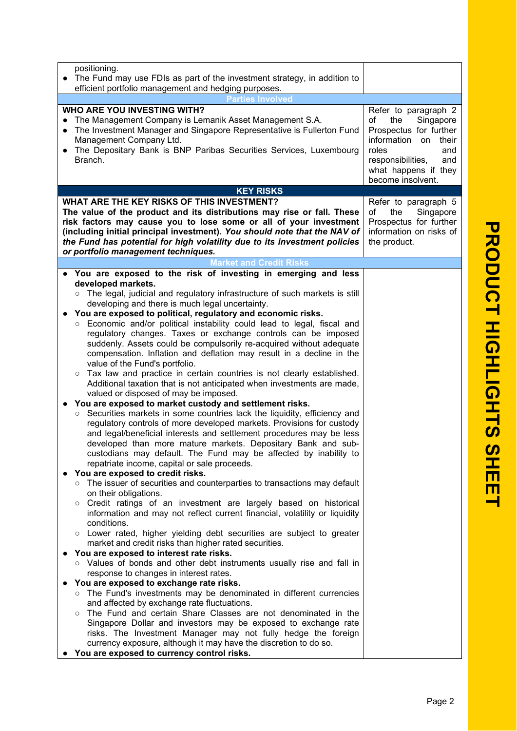| | |
|---|---|
| positioning.<br>● The Fund may use FDIs as part of the investment strategy, in addition to efficient portfolio management and hedging purposes. | |
| **Parties Involved** | |
| **WHO ARE YOU INVESTING WITH?**<br>● The Management Company is Lemanik Asset Management S.A.<br>● The Investment Manager and Singapore Representative is Fullerton Fund Management Company Ltd.<br>● The Depositary Bank is BNP Paribas Securities Services, Luxembourg Branch. | Refer to paragraph 2 of the Singapore Prospectus for further information on their roles and responsibilities, and what happens if they become insolvent. |
| **KEY RISKS** | |
| **WHAT ARE THE KEY RISKS OF THIS INVESTMENT?**<br>**The value of the product and its distributions may rise or fall. These risk factors may cause you to lose some or all of your investment (including initial principal investment).** ***You should note that the NAV of the Fund has potential for high volatility due to its investment policies or portfolio management techniques.*** | Refer to paragraph 5 of the Singapore Prospectus for further information on risks of the product. |
| **Market and Credit Risks** | |
| ● **You are exposed to the risk of investing in emerging and less developed markets.**<br>○ The legal, judicial and regulatory infrastructure of such markets is still developing and there is much legal uncertainty.<br>● **You are exposed to political, regulatory and economic risks.**<br>○ Economic and/or political instability could lead to legal, fiscal and regulatory changes. Taxes or exchange controls can be imposed suddenly. Assets could be compulsorily re-acquired without adequate compensation. Inflation and deflation may result in a decline in the value of the Fund's portfolio.<br>○ Tax law and practice in certain countries is not clearly established. Additional taxation that is not anticipated when investments are made, valued or disposed of may be imposed.<br>● **You are exposed to market custody and settlement risks.**<br>○ Securities markets in some countries lack the liquidity, efficiency and regulatory controls of more developed markets. Provisions for custody and legal/beneficial interests and settlement procedures may be less developed than more mature markets. Depositary Bank and sub-custodians may default. The Fund may be affected by inability to repatriate income, capital or sale proceeds.<br>● **You are exposed to credit risks.**<br>○ The issuer of securities and counterparties to transactions may default on their obligations.<br>○ Credit ratings of an investment are largely based on historical information and may not reflect current financial, volatility or liquidity conditions.<br>○ Lower rated, higher yielding debt securities are subject to greater market and credit risks than higher rated securities.<br>● **You are exposed to interest rate risks.**<br>○ Values of bonds and other debt instruments usually rise and fall in response to changes in interest rates.<br>● **You are exposed to exchange rate risks.**<br>○ The Fund's investments may be denominated in different currencies and affected by exchange rate fluctuations.<br>○ The Fund and certain Share Classes are not denominated in the Singapore Dollar and investors may be exposed to exchange rate risks. The Investment Manager may not fully hedge the foreign currency exposure, although it may have the discretion to do so.<br>● **You are exposed to currency control risks.** | |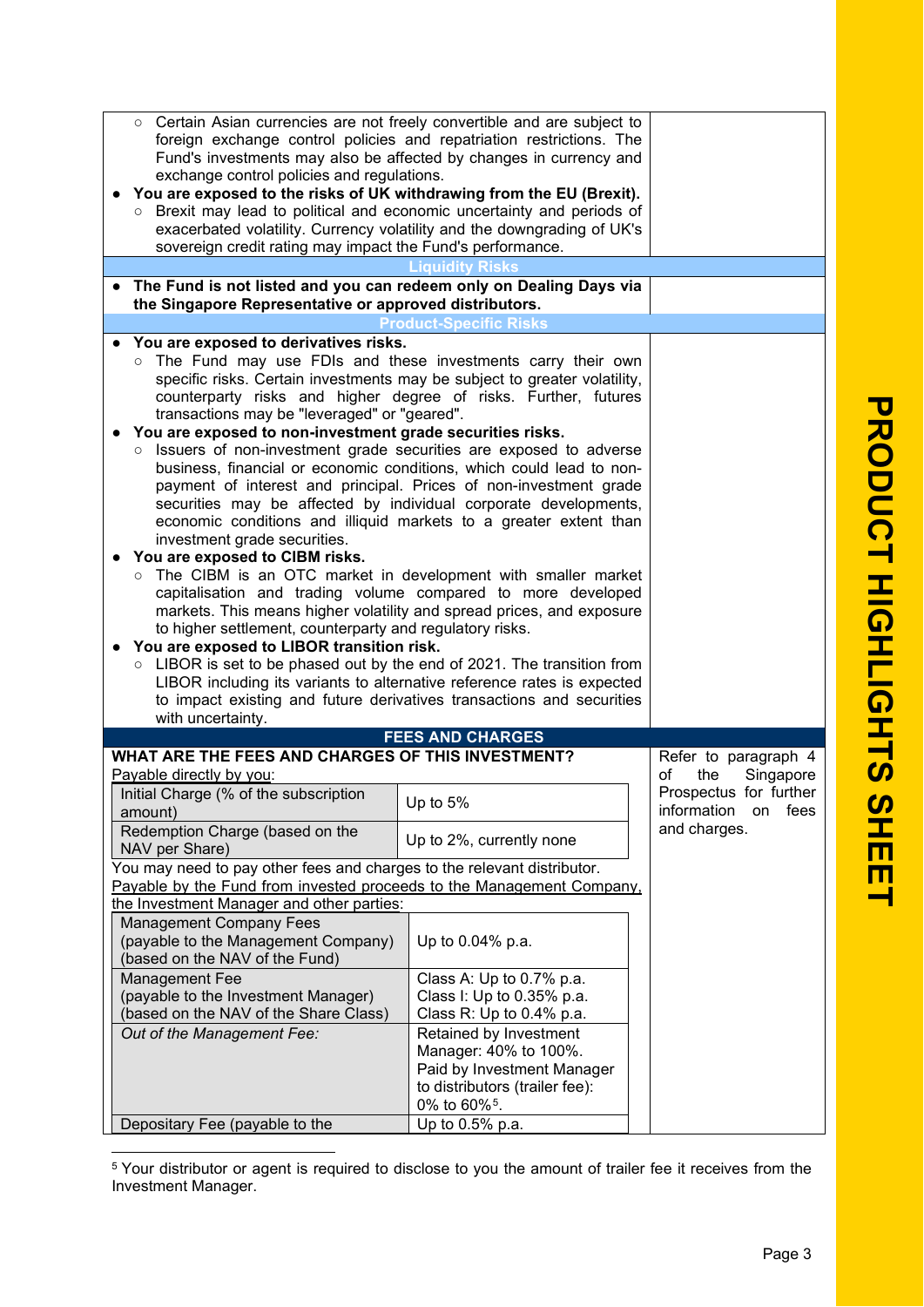- Certain Asian currencies are not freely convertible and are subject to foreign exchange control policies and repatriation restrictions. The Fund's investments may also be affected by changes in currency and exchange control policies and regulations.

- **You are exposed to the risks of UK withdrawing from the EU (Brexit).**
  - Brexit may lead to political and economic uncertainty and periods of exacerbated volatility. Currency volatility and the downgrading of UK's sovereign credit rating may impact the Fund's performance.

### Liquidity Risks

- **The Fund is not listed and you can redeem only on Dealing Days via the Singapore Representative or approved distributors.**

### Product-Specific Risks

- **You are exposed to derivatives risks.**
  - The Fund may use FDIs and these investments carry their own specific risks. Certain investments may be subject to greater volatility, counterparty risks and higher degree of risks. Further, futures transactions may be "leveraged" or "geared".
- **You are exposed to non-investment grade securities risks.**
  - Issuers of non-investment grade securities are exposed to adverse business, financial or economic conditions, which could lead to non-payment of interest and principal. Prices of non-investment grade securities may be affected by individual corporate developments, economic conditions and illiquid markets to a greater extent than investment grade securities.
- **You are exposed to CIBM risks.**
  - The CIBM is an OTC market in development with smaller market capitalisation and trading volume compared to more developed markets. This means higher volatility and spread prices, and exposure to higher settlement, counterparty and regulatory risks.
- **You are exposed to LIBOR transition risk.**
  - LIBOR is set to be phased out by the end of 2021. The transition from LIBOR including its variants to alternative reference rates is expected to impact existing and future derivatives transactions and securities with uncertainty.

## FEES AND CHARGES

**WHAT ARE THE FEES AND CHARGES OF THIS INVESTMENT?**

Refer to paragraph 4 of the Singapore Prospectus for further information on fees and charges.

Payable directly by you:

| Charge | Amount |
|---|---|
| Initial Charge (% of the subscription amount) | Up to 5% |
| Redemption Charge (based on the NAV per Share) | Up to 2%, currently none |

You may need to pay other fees and charges to the relevant distributor.

Payable by the Fund from invested proceeds to the Management Company, the Investment Manager and other parties:

| Fee | Amount |
|---|---|
| Management Company Fees (payable to the Management Company) (based on the NAV of the Fund) | Up to 0.04% p.a. |
| Management Fee (payable to the Investment Manager) (based on the NAV of the Share Class) | Class A: Up to 0.7% p.a.<br>Class I: Up to 0.35% p.a.<br>Class R: Up to 0.4% p.a. |
| *Out of the Management Fee:* | Retained by Investment Manager: 40% to 100%.<br>Paid by Investment Manager to distributors (trailer fee): 0% to 60%[5]. |
| Depositary Fee (payable to the | Up to 0.5% p.a. |

[5] Your distributor or agent is required to disclose to you the amount of trailer fee it receives from the Investment Manager.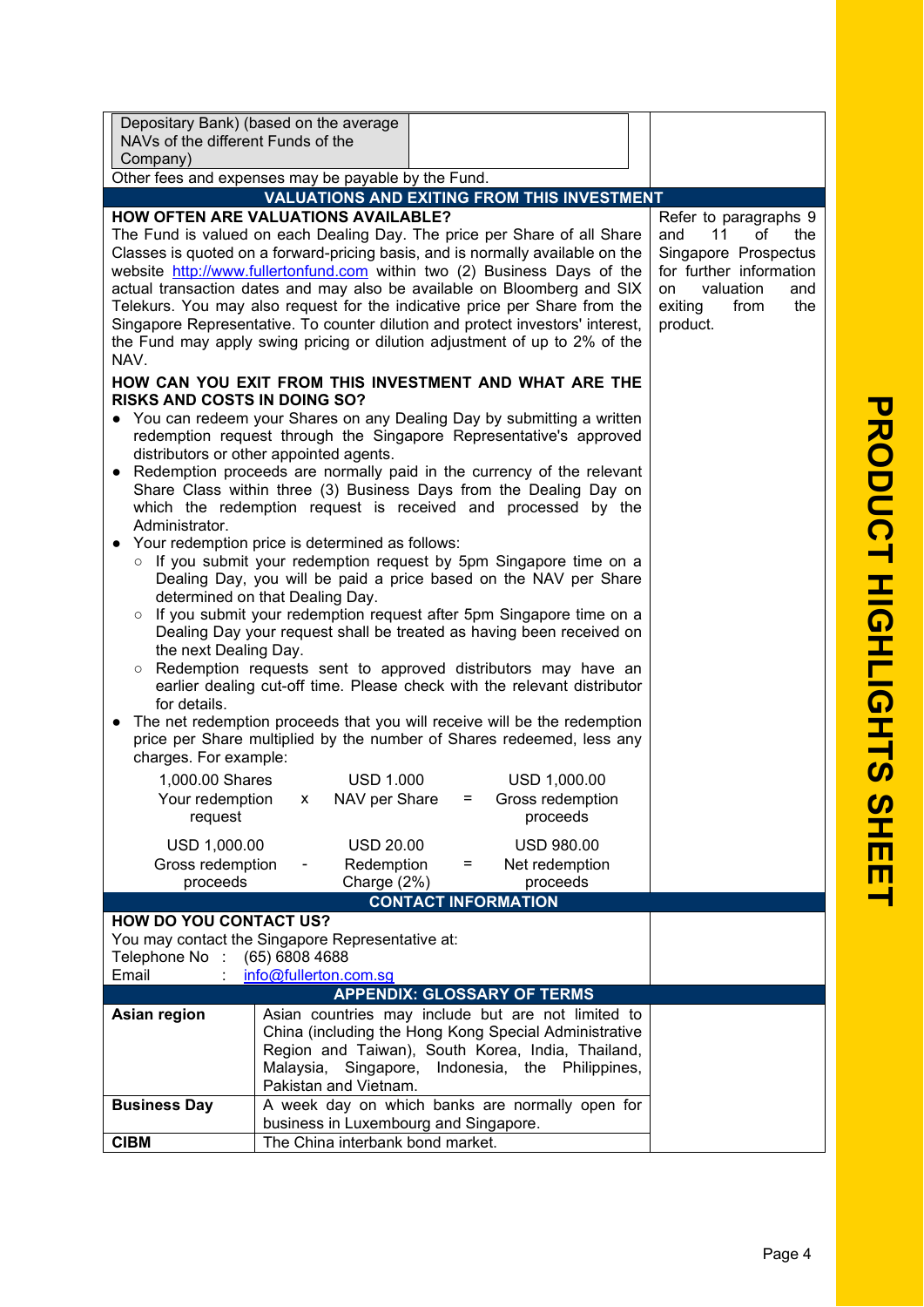| Depositary Bank) (based on the average NAVs of the different Funds of the Company) | |
|---|---|

Other fees and expenses may be payable by the Fund.

## VALUATIONS AND EXITING FROM THIS INVESTMENT

Refer to paragraphs 9 and 11 of the Singapore Prospectus for further information on valuation and exiting from the product.

**HOW OFTEN ARE VALUATIONS AVAILABLE?**

The Fund is valued on each Dealing Day. The price per Share of all Share Classes is quoted on a forward-pricing basis, and is normally available on the website http://www.fullertonfund.com within two (2) Business Days of the actual transaction dates and may also be available on Bloomberg and SIX Telekurs. You may also request for the indicative price per Share from the Singapore Representative. To counter dilution and protect investors' interest, the Fund may apply swing pricing or dilution adjustment of up to 2% of the NAV.

**HOW CAN YOU EXIT FROM THIS INVESTMENT AND WHAT ARE THE RISKS AND COSTS IN DOING SO?**

- You can redeem your Shares on any Dealing Day by submitting a written redemption request through the Singapore Representative's approved distributors or other appointed agents.
- Redemption proceeds are normally paid in the currency of the relevant Share Class within three (3) Business Days from the Dealing Day on which the redemption request is received and processed by the Administrator.
- Your redemption price is determined as follows:
  - If you submit your redemption request by 5pm Singapore time on a Dealing Day, you will be paid a price based on the NAV per Share determined on that Dealing Day.
  - If you submit your redemption request after 5pm Singapore time on a Dealing Day your request shall be treated as having been received on the next Dealing Day.
  - Redemption requests sent to approved distributors may have an earlier dealing cut-off time. Please check with the relevant distributor for details.
- The net redemption proceeds that you will receive will be the redemption price per Share multiplied by the number of Shares redeemed, less any charges. For example:

| 1,000.00 Shares Your redemption request | x | USD 1.000 NAV per Share | = | USD 1,000.00 Gross redemption proceeds |
|---|---|---|---|---|
| USD 1,000.00 Gross redemption proceeds | - | USD 20.00 Redemption Charge (2%) | = | USD 980.00 Net redemption proceeds |

## CONTACT INFORMATION

**HOW DO YOU CONTACT US?**

You may contact the Singapore Representative at:

Telephone No : (65) 6808 4688
Email : info@fullerton.com.sg

## APPENDIX: GLOSSARY OF TERMS

| | |
|---|---|
| **Asian region** | Asian countries may include but are not limited to China (including the Hong Kong Special Administrative Region and Taiwan), South Korea, India, Thailand, Malaysia, Singapore, Indonesia, the Philippines, Pakistan and Vietnam. |
| **Business Day** | A week day on which banks are normally open for business in Luxembourg and Singapore. |
| **CIBM** | The China interbank bond market. |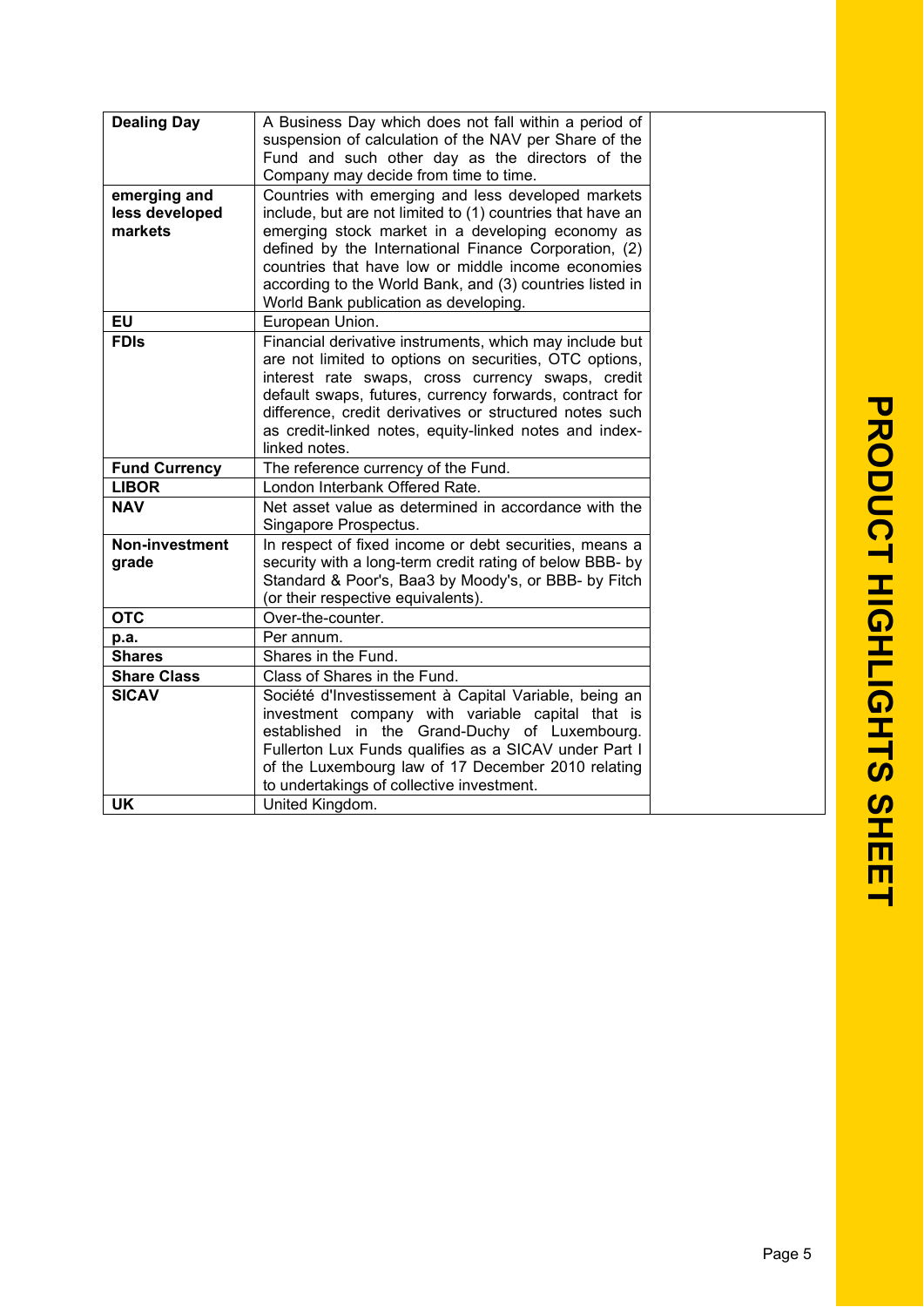| | | |
|---|---|---|
| **Dealing Day** | A Business Day which does not fall within a period of suspension of calculation of the NAV per Share of the Fund and such other day as the directors of the Company may decide from time to time. | |
| **emerging and less developed markets** | Countries with emerging and less developed markets include, but are not limited to (1) countries that have an emerging stock market in a developing economy as defined by the International Finance Corporation, (2) countries that have low or middle income economies according to the World Bank, and (3) countries listed in World Bank publication as developing. | |
| **EU** | European Union. | |
| **FDIs** | Financial derivative instruments, which may include but are not limited to options on securities, OTC options, interest rate swaps, cross currency swaps, credit default swaps, futures, currency forwards, contract for difference, credit derivatives or structured notes such as credit-linked notes, equity-linked notes and index-linked notes. | |
| **Fund Currency** | The reference currency of the Fund. | |
| **LIBOR** | London Interbank Offered Rate. | |
| **NAV** | Net asset value as determined in accordance with the Singapore Prospectus. | |
| **Non-investment grade** | In respect of fixed income or debt securities, means a security with a long-term credit rating of below BBB- by Standard & Poor's, Baa3 by Moody's, or BBB- by Fitch (or their respective equivalents). | |
| **OTC** | Over-the-counter. | |
| **p.a.** | Per annum. | |
| **Shares** | Shares in the Fund. | |
| **Share Class** | Class of Shares in the Fund. | |
| **SICAV** | Société d'Investissement à Capital Variable, being an investment company with variable capital that is established in the Grand-Duchy of Luxembourg. Fullerton Lux Funds qualifies as a SICAV under Part I of the Luxembourg law of 17 December 2010 relating to undertakings of collective investment. | |
| **UK** | United Kingdom. | |